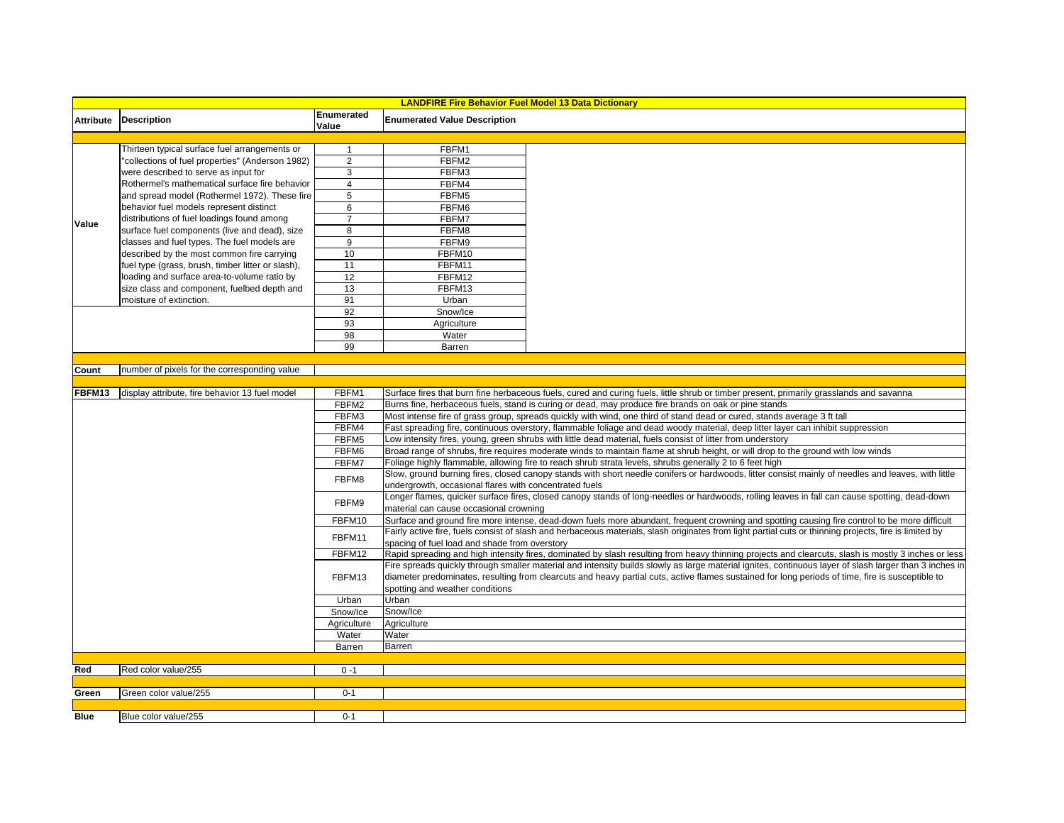# LANDFIRE Fire Behavior Fuel Model 13 Data Dictionary

| Attribute | Description | Enumerated Value | Enumerated Value Description |
|---|---|---|---|
| Value | Thirteen typical surface fuel arrangements or "collections of fuel properties" (Anderson 1982) were described to serve as input for Rothermel's mathematical surface fire behavior and spread model (Rothermel 1972). These fire behavior fuel models represent distinct distributions of fuel loadings found among surface fuel components (live and dead), size classes and fuel types. The fuel models are described by the most common fire carrying fuel type (grass, brush, timber litter or slash), loading and surface area-to-volume ratio by size class and component, fuelbed depth and moisture of extinction. | 1 | FBFM1 |
| | | 2 | FBFM2 |
| | | 3 | FBFM3 |
| | | 4 | FBFM4 |
| | | 5 | FBFM5 |
| | | 6 | FBFM6 |
| | | 7 | FBFM7 |
| | | 8 | FBFM8 |
| | | 9 | FBFM9 |
| | | 10 | FBFM10 |
| | | 11 | FBFM11 |
| | | 12 | FBFM12 |
| | | 13 | FBFM13 |
| | | 91 | Urban |
| | | 92 | Snow/Ice |
| | | 93 | Agriculture |
| | | 98 | Water |
| | | 99 | Barren |
| Count | number of pixels for the corresponding value | | |
| FBFM13 | display attribute, fire behavior 13 fuel model | FBFM1 | Surface fires that burn fine herbaceous fuels, cured and curing fuels, little shrub or timber present, primarily grasslands and savanna |
| | | FBFM2 | Burns fine, herbaceous fuels, stand is curing or dead, may produce fire brands on oak or pine stands |
| | | FBFM3 | Most intense fire of grass group, spreads quickly with wind, one third of stand dead or cured, stands average 3 ft tall |
| | | FBFM4 | Fast spreading fire, continuous overstory, flammable foliage and dead woody material, deep litter layer can inhibit suppression |
| | | FBFM5 | Low intensity fires, young, green shrubs with little dead material, fuels consist of litter from understory |
| | | FBFM6 | Broad range of shrubs, fire requires moderate winds to maintain flame at shrub height, or will drop to the ground with low winds |
| | | FBFM7 | Foliage highly flammable, allowing fire to reach shrub strata levels, shrubs generally 2 to 6 feet high |
| | | FBFM8 | Slow, ground burning fires, closed canopy stands with short needle conifers or hardwoods, litter consist mainly of needles and leaves, with little undergrowth, occasional flares with concentrated fuels |
| | | FBFM9 | Longer flames, quicker surface fires, closed canopy stands of long-needles or hardwoods, rolling leaves in fall can cause spotting, dead-down material can cause occasional crowning |
| | | FBFM10 | Surface and ground fire more intense, dead-down fuels more abundant, frequent crowning and spotting causing fire control to be more difficult |
| | | FBFM11 | Fairly active fire, fuels consist of slash and herbaceous materials, slash originates from light partial cuts or thinning projects, fire is limited by spacing of fuel load and shade from overstory |
| | | FBFM12 | Rapid spreading and high intensity fires, dominated by slash resulting from heavy thinning projects and clearcuts, slash is mostly 3 inches or less |
| | | FBFM13 | Fire spreads quickly through smaller material and intensity builds slowly as large material ignites, continuous layer of slash larger than 3 inches in diameter predominates, resulting from clearcuts and heavy partial cuts, active flames sustained for long periods of time, fire is susceptible to spotting and weather conditions |
| | | Urban | Urban |
| | | Snow/Ice | Snow/Ice |
| | | Agriculture | Agriculture |
| | | Water | Water |
| | | Barren | Barren |
| Red | Red color value/255 | 0 -1 | |
| Green | Green color value/255 | 0-1 | |
| Blue | Blue color value/255 | 0-1 | |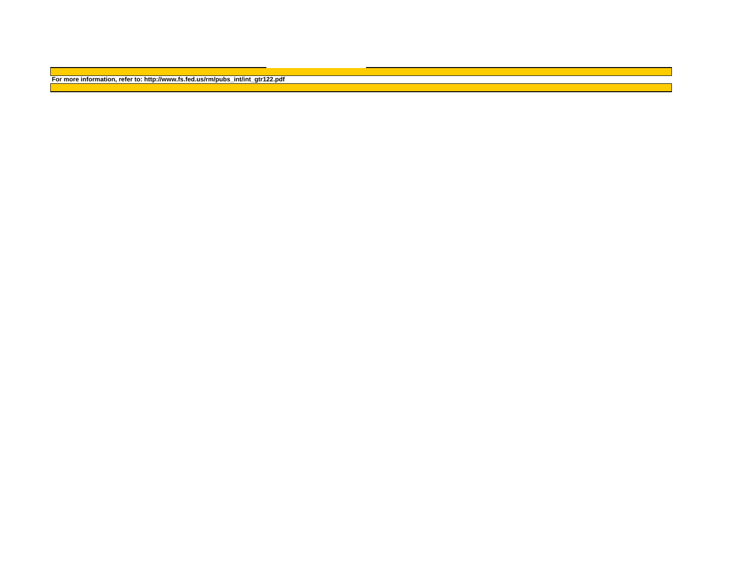For more information, refer to: http://www.fs.fed.us/rm/pubs_int/int_gtr122.pdf